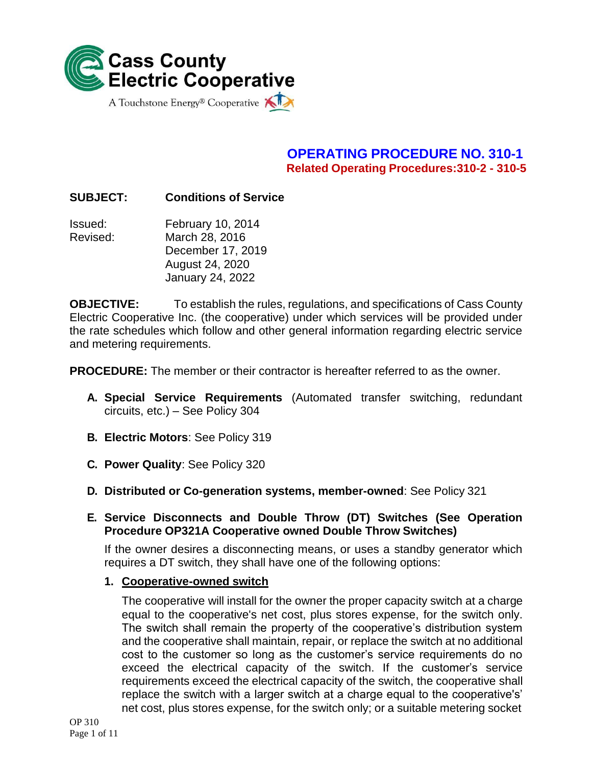Cass County Electric Cooperative

A Touchstone Energy® Cooperative

# OPERATING PROCEDURE NO. 310-1

**Related Operating Procedures:310-2 - 310-5**

**SUBJECT:** **Conditions of Service**

Issued: February 10, 2014

Revised: March 28, 2016
December 17, 2019
August 24, 2020
January 24, 2022

**OBJECTIVE:** To establish the rules, regulations, and specifications of Cass County Electric Cooperative Inc. (the cooperative) under which services will be provided under the rate schedules which follow and other general information regarding electric service and metering requirements.

**PROCEDURE:** The member or their contractor is hereafter referred to as the owner.

**A. Special Service Requirements** (Automated transfer switching, redundant circuits, etc.) – See Policy 304

**B. Electric Motors**: See Policy 319

**C. Power Quality**: See Policy 320

**D. Distributed or Co-generation systems, member-owned**: See Policy 321

**E. Service Disconnects and Double Throw (DT) Switches (See Operation Procedure OP321A Cooperative owned Double Throw Switches)**

If the owner desires a disconnecting means, or uses a standby generator which requires a DT switch, they shall have one of the following options:

1. **<u>Cooperative-owned switch</u>**

The cooperative will install for the owner the proper capacity switch at a charge equal to the cooperative's net cost, plus stores expense, for the switch only. The switch shall remain the property of the cooperative's distribution system and the cooperative shall maintain, repair, or replace the switch at no additional cost to the customer so long as the customer's service requirements do no exceed the electrical capacity of the switch. If the customer's service requirements exceed the electrical capacity of the switch, the cooperative shall replace the switch with a larger switch at a charge equal to the cooperative's' net cost, plus stores expense, for the switch only; or a suitable metering socket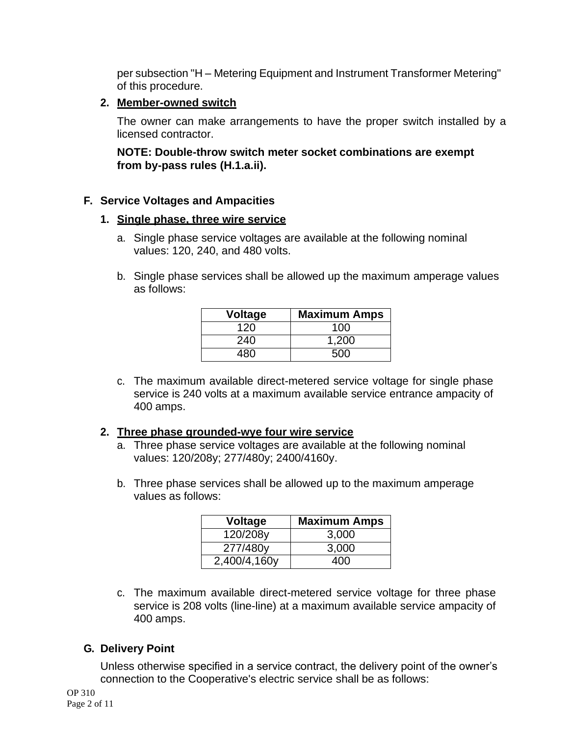per subsection "H – Metering Equipment and Instrument Transformer Metering" of this procedure.

**2. Member-owned switch**

The owner can make arrangements to have the proper switch installed by a licensed contractor.

**NOTE: Double-throw switch meter socket combinations are exempt from by-pass rules (H.1.a.ii).**

### F. Service Voltages and Ampacities

**1. Single phase, three wire service**

a. Single phase service voltages are available at the following nominal values: 120, 240, and 480 volts.

b. Single phase services shall be allowed up the maximum amperage values as follows:

| Voltage | Maximum Amps |
|---|---|
| 120 | 100 |
| 240 | 1,200 |
| 480 | 500 |

c. The maximum available direct-metered service voltage for single phase service is 240 volts at a maximum available service entrance ampacity of 400 amps.

**2. Three phase grounded-wye four wire service**

a. Three phase service voltages are available at the following nominal values: 120/208y; 277/480y; 2400/4160y.

b. Three phase services shall be allowed up to the maximum amperage values as follows:

| Voltage | Maximum Amps |
|---|---|
| 120/208y | 3,000 |
| 277/480y | 3,000 |
| 2,400/4,160y | 400 |

c. The maximum available direct-metered service voltage for three phase service is 208 volts (line-line) at a maximum available service ampacity of 400 amps.

### G. Delivery Point

Unless otherwise specified in a service contract, the delivery point of the owner's connection to the Cooperative's electric service shall be as follows: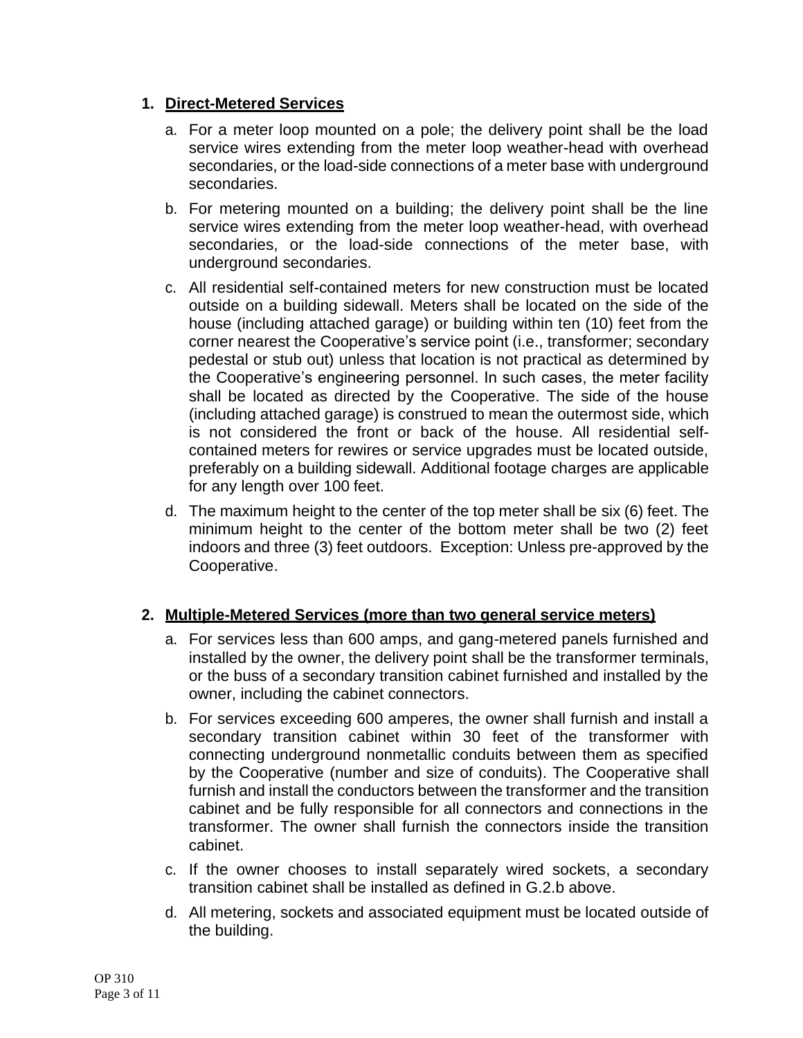1. **Direct-Metered Services**

    a. For a meter loop mounted on a pole; the delivery point shall be the load service wires extending from the meter loop weather-head with overhead secondaries, or the load-side connections of a meter base with underground secondaries.

    b. For metering mounted on a building; the delivery point shall be the line service wires extending from the meter loop weather-head, with overhead secondaries, or the load-side connections of the meter base, with underground secondaries.

    c. All residential self-contained meters for new construction must be located outside on a building sidewall. Meters shall be located on the side of the house (including attached garage) or building within ten (10) feet from the corner nearest the Cooperative's service point (i.e., transformer; secondary pedestal or stub out) unless that location is not practical as determined by the Cooperative's engineering personnel. In such cases, the meter facility shall be located as directed by the Cooperative. The side of the house (including attached garage) is construed to mean the outermost side, which is not considered the front or back of the house. All residential self-contained meters for rewires or service upgrades must be located outside, preferably on a building sidewall. Additional footage charges are applicable for any length over 100 feet.

    d. The maximum height to the center of the top meter shall be six (6) feet. The minimum height to the center of the bottom meter shall be two (2) feet indoors and three (3) feet outdoors. Exception: Unless pre-approved by the Cooperative.

2. **Multiple-Metered Services (more than two general service meters)**

    a. For services less than 600 amps, and gang-metered panels furnished and installed by the owner, the delivery point shall be the transformer terminals, or the buss of a secondary transition cabinet furnished and installed by the owner, including the cabinet connectors.

    b. For services exceeding 600 amperes, the owner shall furnish and install a secondary transition cabinet within 30 feet of the transformer with connecting underground nonmetallic conduits between them as specified by the Cooperative (number and size of conduits). The Cooperative shall furnish and install the conductors between the transformer and the transition cabinet and be fully responsible for all connectors and connections in the transformer. The owner shall furnish the connectors inside the transition cabinet.

    c. If the owner chooses to install separately wired sockets, a secondary transition cabinet shall be installed as defined in G.2.b above.

    d. All metering, sockets and associated equipment must be located outside of the building.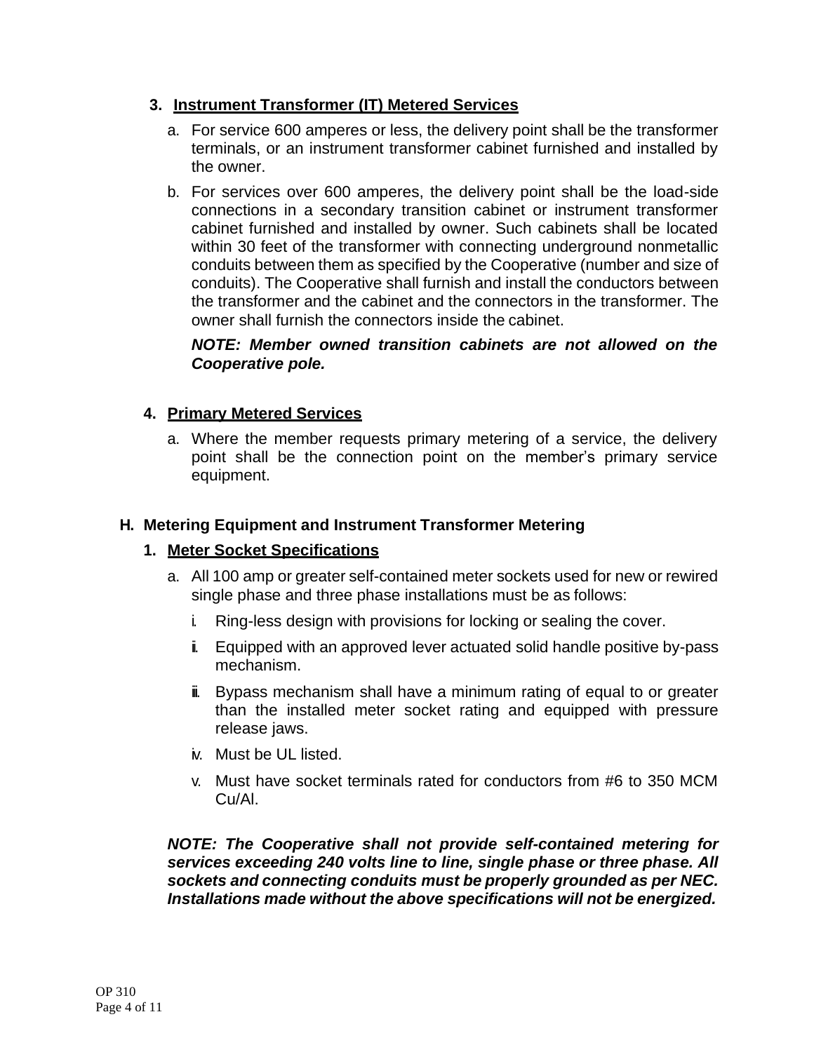### 3. Instrument Transformer (IT) Metered Services

a. For service 600 amperes or less, the delivery point shall be the transformer terminals, or an instrument transformer cabinet furnished and installed by the owner.

b. For services over 600 amperes, the delivery point shall be the load-side connections in a secondary transition cabinet or instrument transformer cabinet furnished and installed by owner. Such cabinets shall be located within 30 feet of the transformer with connecting underground nonmetallic conduits between them as specified by the Cooperative (number and size of conduits). The Cooperative shall furnish and install the conductors between the transformer and the cabinet and the connectors in the transformer. The owner shall furnish the connectors inside the cabinet.

***NOTE: Member owned transition cabinets are not allowed on the Cooperative pole.***

### 4. Primary Metered Services

a. Where the member requests primary metering of a service, the delivery point shall be the connection point on the member's primary service equipment.

## H. Metering Equipment and Instrument Transformer Metering

### 1. Meter Socket Specifications

a. All 100 amp or greater self-contained meter sockets used for new or rewired single phase and three phase installations must be as follows:

   i. Ring-less design with provisions for locking or sealing the cover.

   ii. Equipped with an approved lever actuated solid handle positive by-pass mechanism.

   iii. Bypass mechanism shall have a minimum rating of equal to or greater than the installed meter socket rating and equipped with pressure release jaws.

   iv. Must be UL listed.

   v. Must have socket terminals rated for conductors from #6 to 350 MCM Cu/Al.

***NOTE: The Cooperative shall not provide self-contained metering for services exceeding 240 volts line to line, single phase or three phase. All sockets and connecting conduits must be properly grounded as per NEC. Installations made without the above specifications will not be energized.***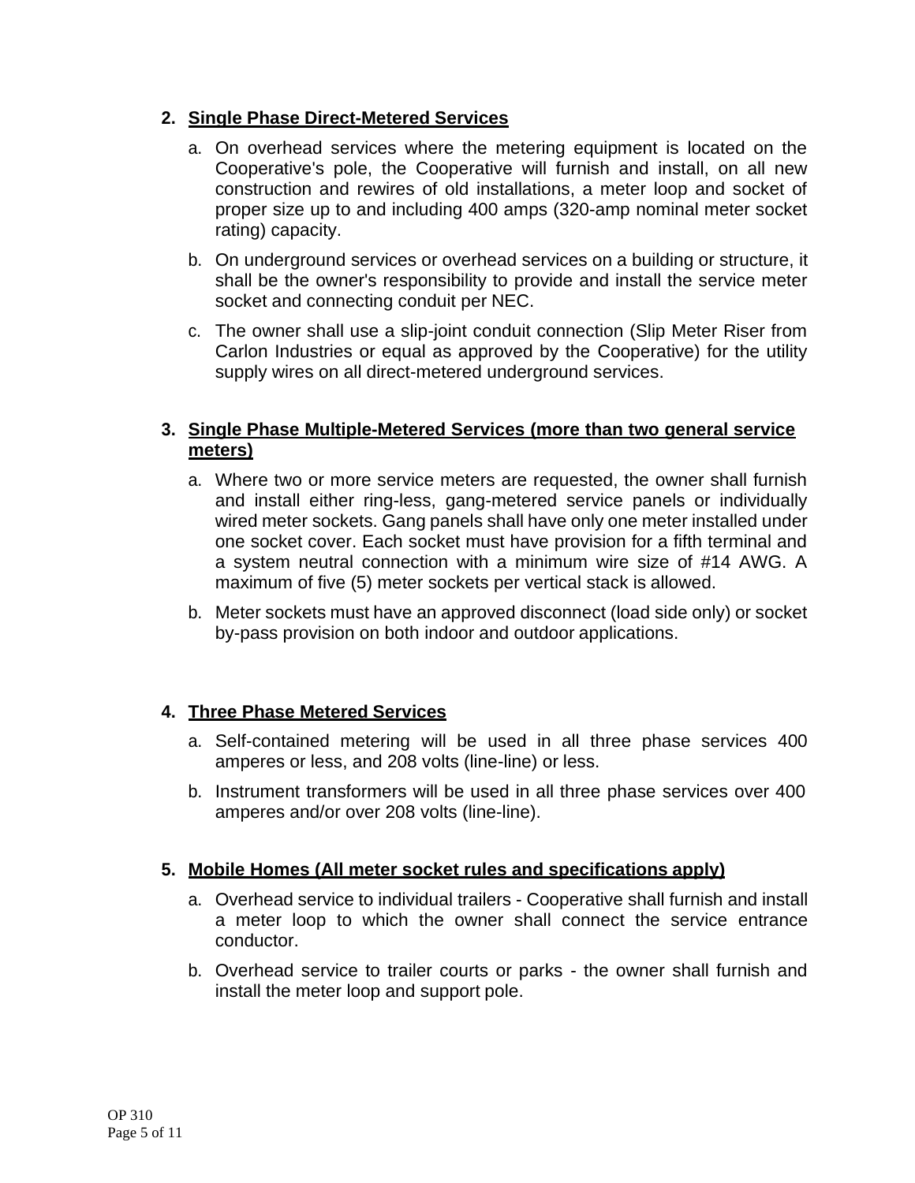2. **Single Phase Direct-Metered Services**

   a. On overhead services where the metering equipment is located on the Cooperative's pole, the Cooperative will furnish and install, on all new construction and rewires of old installations, a meter loop and socket of proper size up to and including 400 amps (320-amp nominal meter socket rating) capacity.

   b. On underground services or overhead services on a building or structure, it shall be the owner's responsibility to provide and install the service meter socket and connecting conduit per NEC.

   c. The owner shall use a slip-joint conduit connection (Slip Meter Riser from Carlon Industries or equal as approved by the Cooperative) for the utility supply wires on all direct-metered underground services.

3. **Single Phase Multiple-Metered Services (more than two general service meters)**

   a. Where two or more service meters are requested, the owner shall furnish and install either ring-less, gang-metered service panels or individually wired meter sockets. Gang panels shall have only one meter installed under one socket cover. Each socket must have provision for a fifth terminal and a system neutral connection with a minimum wire size of #14 AWG. A maximum of five (5) meter sockets per vertical stack is allowed.

   b. Meter sockets must have an approved disconnect (load side only) or socket by-pass provision on both indoor and outdoor applications.

4. **Three Phase Metered Services**

   a. Self-contained metering will be used in all three phase services 400 amperes or less, and 208 volts (line-line) or less.

   b. Instrument transformers will be used in all three phase services over 400 amperes and/or over 208 volts (line-line).

5. **Mobile Homes (All meter socket rules and specifications apply)**

   a. Overhead service to individual trailers - Cooperative shall furnish and install a meter loop to which the owner shall connect the service entrance conductor.

   b. Overhead service to trailer courts or parks - the owner shall furnish and install the meter loop and support pole.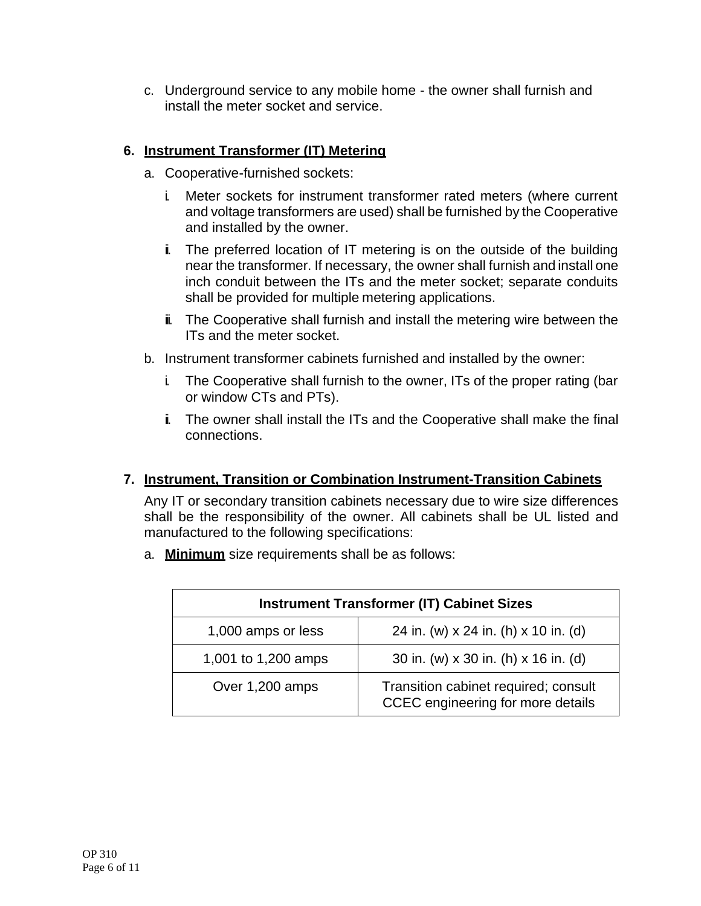c. Underground service to any mobile home - the owner shall furnish and install the meter socket and service.

## 6. Instrument Transformer (IT) Metering

a. Cooperative-furnished sockets:

   i. Meter sockets for instrument transformer rated meters (where current and voltage transformers are used) shall be furnished by the Cooperative and installed by the owner.

   ii. The preferred location of IT metering is on the outside of the building near the transformer. If necessary, the owner shall furnish and install one inch conduit between the ITs and the meter socket; separate conduits shall be provided for multiple metering applications.

   iii. The Cooperative shall furnish and install the metering wire between the ITs and the meter socket.

b. Instrument transformer cabinets furnished and installed by the owner:

   i. The Cooperative shall furnish to the owner, ITs of the proper rating (bar or window CTs and PTs).

   ii. The owner shall install the ITs and the Cooperative shall make the final connections.

## 7. Instrument, Transition or Combination Instrument-Transition Cabinets

Any IT or secondary transition cabinets necessary due to wire size differences shall be the responsibility of the owner. All cabinets shall be UL listed and manufactured to the following specifications:

a. **Minimum** size requirements shall be as follows:

| Instrument Transformer (IT) Cabinet Sizes | |
|---|---|
| 1,000 amps or less | 24 in. (w) x 24 in. (h) x 10 in. (d) |
| 1,001 to 1,200 amps | 30 in. (w) x 30 in. (h) x 16 in. (d) |
| Over 1,200 amps | Transition cabinet required; consult CCEC engineering for more details |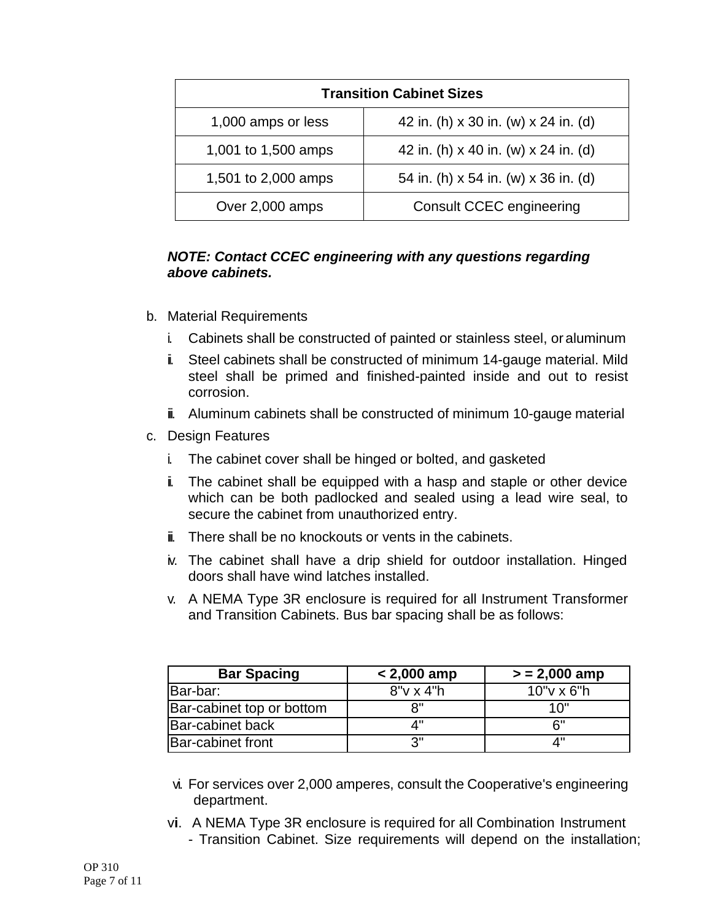| Transition Cabinet Sizes | |
|---|---|
| 1,000 amps or less | 42 in. (h) x 30 in. (w) x 24 in. (d) |
| 1,001 to 1,500 amps | 42 in. (h) x 40 in. (w) x 24 in. (d) |
| 1,501 to 2,000 amps | 54 in. (h) x 54 in. (w) x 36 in. (d) |
| Over 2,000 amps | Consult CCEC engineering |

***NOTE: Contact CCEC engineering with any questions regarding above cabinets.***

b. Material Requirements

   i. Cabinets shall be constructed of painted or stainless steel, or aluminum

   ii. Steel cabinets shall be constructed of minimum 14-gauge material. Mild steel shall be primed and finished-painted inside and out to resist corrosion.

   iii. Aluminum cabinets shall be constructed of minimum 10-gauge material

c. Design Features

   i. The cabinet cover shall be hinged or bolted, and gasketed

   ii. The cabinet shall be equipped with a hasp and staple or other device which can be both padlocked and sealed using a lead wire seal, to secure the cabinet from unauthorized entry.

   iii. There shall be no knockouts or vents in the cabinets.

   iv. The cabinet shall have a drip shield for outdoor installation. Hinged doors shall have wind latches installed.

   v. A NEMA Type 3R enclosure is required for all Instrument Transformer and Transition Cabinets. Bus bar spacing shall be as follows:

| Bar Spacing | < 2,000 amp | > = 2,000 amp |
|---|---|---|
| Bar-bar: | 8"v x 4"h | 10"v x 6"h |
| Bar-cabinet top or bottom | 8" | 10" |
| Bar-cabinet back | 4" | 6" |
| Bar-cabinet front | 3" | 4" |

   vi. For services over 2,000 amperes, consult the Cooperative's engineering department.

   vi. A NEMA Type 3R enclosure is required for all Combination Instrument - Transition Cabinet. Size requirements will depend on the installation;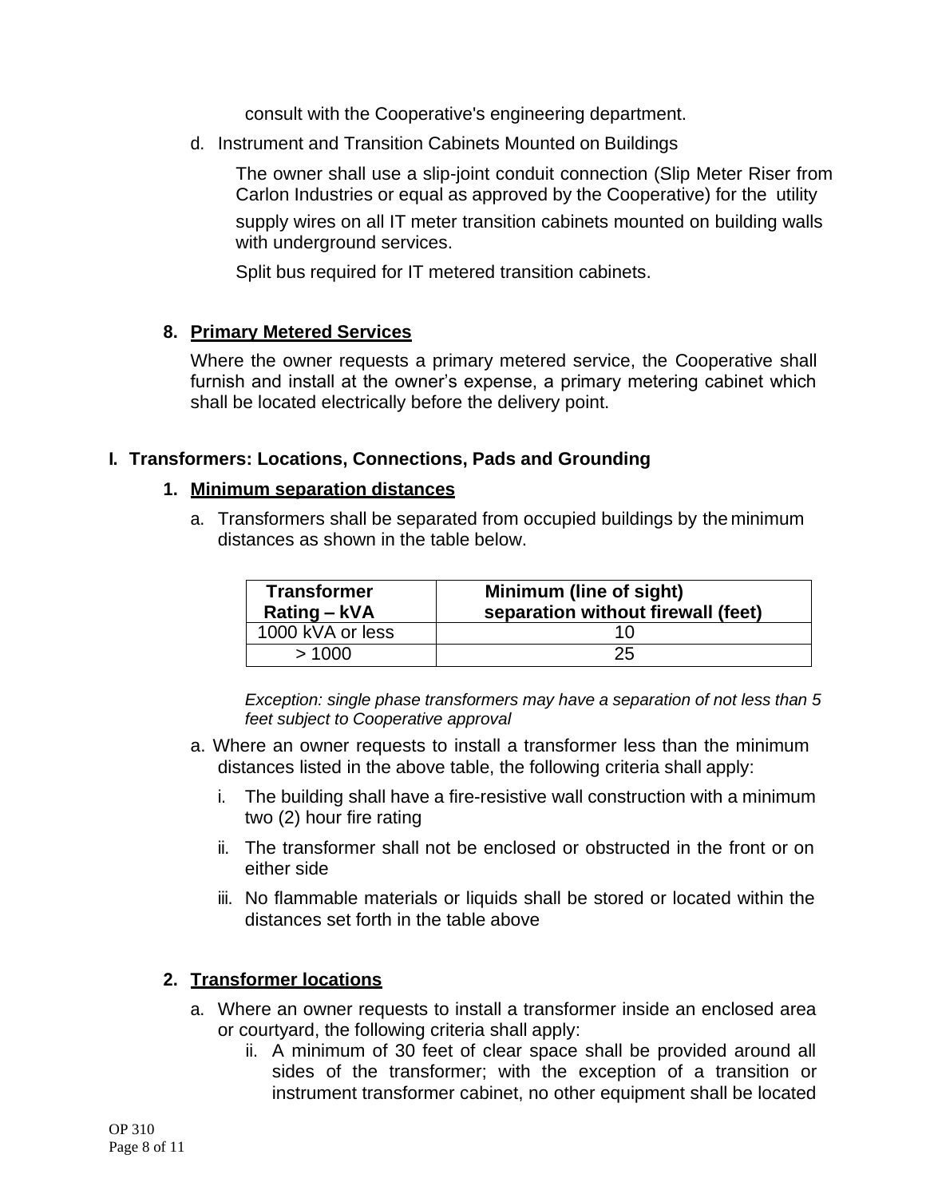consult with the Cooperative's engineering department.

d. Instrument and Transition Cabinets Mounted on Buildings

The owner shall use a slip-joint conduit connection (Slip Meter Riser from Carlon Industries or equal as approved by the Cooperative) for the utility supply wires on all IT meter transition cabinets mounted on building walls with underground services.

Split bus required for IT metered transition cabinets.

**8. <u>Primary Metered Services</u>**

Where the owner requests a primary metered service, the Cooperative shall furnish and install at the owner's expense, a primary metering cabinet which shall be located electrically before the delivery point.

## I. Transformers: Locations, Connections, Pads and Grounding

**1. <u>Minimum separation distances</u>**

a. Transformers shall be separated from occupied buildings by the minimum distances as shown in the table below.

| Transformer Rating – kVA | Minimum (line of sight) separation without firewall (feet) |
|---|---|
| 1000 kVA or less | 10 |
| > 1000 | 25 |

*Exception: single phase transformers may have a separation of not less than 5 feet subject to Cooperative approval*

a. Where an owner requests to install a transformer less than the minimum distances listed in the above table, the following criteria shall apply:

i. The building shall have a fire-resistive wall construction with a minimum two (2) hour fire rating

ii. The transformer shall not be enclosed or obstructed in the front or on either side

iii. No flammable materials or liquids shall be stored or located within the distances set forth in the table above

**2. <u>Transformer locations</u>**

a. Where an owner requests to install a transformer inside an enclosed area or courtyard, the following criteria shall apply:

ii. A minimum of 30 feet of clear space shall be provided around all sides of the transformer; with the exception of a transition or instrument transformer cabinet, no other equipment shall be located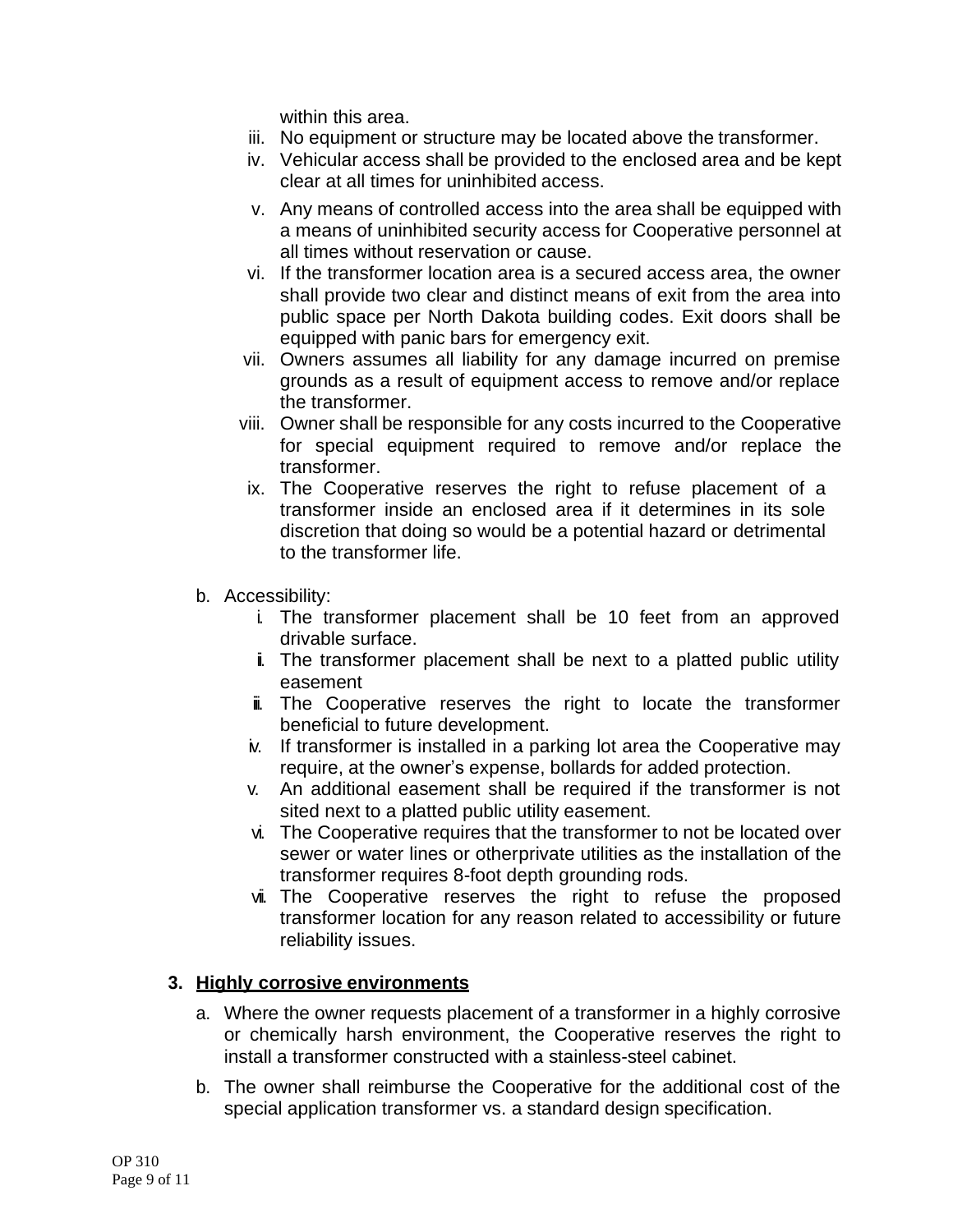within this area.

iii. No equipment or structure may be located above the transformer.
iv. Vehicular access shall be provided to the enclosed area and be kept clear at all times for uninhibited access.
v. Any means of controlled access into the area shall be equipped with a means of uninhibited security access for Cooperative personnel at all times without reservation or cause.
vi. If the transformer location area is a secured access area, the owner shall provide two clear and distinct means of exit from the area into public space per North Dakota building codes. Exit doors shall be equipped with panic bars for emergency exit.
vii. Owners assumes all liability for any damage incurred on premise grounds as a result of equipment access to remove and/or replace the transformer.
viii. Owner shall be responsible for any costs incurred to the Cooperative for special equipment required to remove and/or replace the transformer.
ix. The Cooperative reserves the right to refuse placement of a transformer inside an enclosed area if it determines in its sole discretion that doing so would be a potential hazard or detrimental to the transformer life.

b. Accessibility:
   i. The transformer placement shall be 10 feet from an approved drivable surface.
   ii. The transformer placement shall be next to a platted public utility easement
   iii. The Cooperative reserves the right to locate the transformer beneficial to future development.
   iv. If transformer is installed in a parking lot area the Cooperative may require, at the owner's expense, bollards for added protection.
   v. An additional easement shall be required if the transformer is not sited next to a platted public utility easement.
   vi. The Cooperative requires that the transformer to not be located over sewer or water lines or otherprivate utilities as the installation of the transformer requires 8-foot depth grounding rods.
   vii. The Cooperative reserves the right to refuse the proposed transformer location for any reason related to accessibility or future reliability issues.

3. **<u>Highly corrosive environments</u>**
   a. Where the owner requests placement of a transformer in a highly corrosive or chemically harsh environment, the Cooperative reserves the right to install a transformer constructed with a stainless-steel cabinet.
   b. The owner shall reimburse the Cooperative for the additional cost of the special application transformer vs. a standard design specification.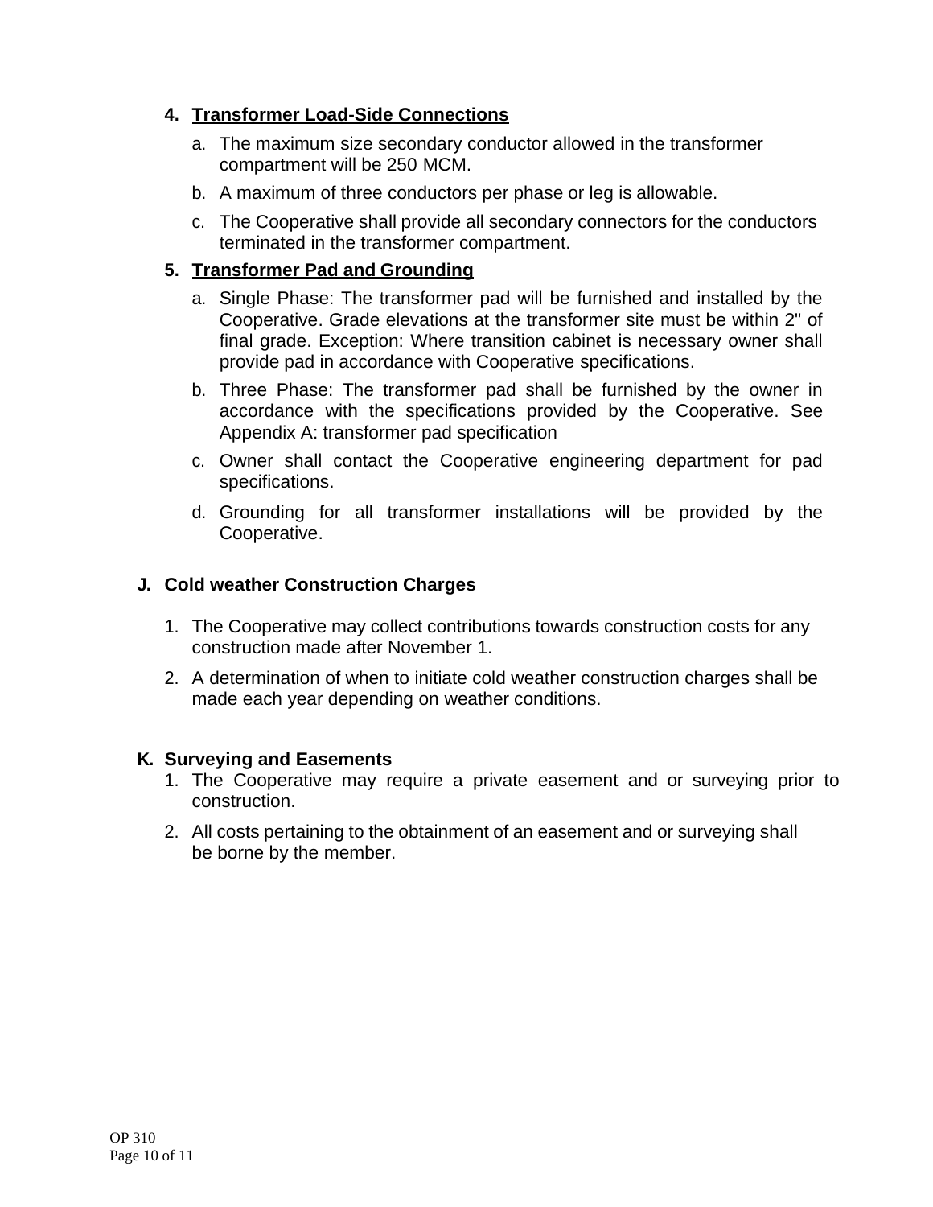4. **Transformer Load-Side Connections**

   a. The maximum size secondary conductor allowed in the transformer compartment will be 250 MCM.

   b. A maximum of three conductors per phase or leg is allowable.

   c. The Cooperative shall provide all secondary connectors for the conductors terminated in the transformer compartment.

5. **Transformer Pad and Grounding**

   a. Single Phase: The transformer pad will be furnished and installed by the Cooperative. Grade elevations at the transformer site must be within 2" of final grade. Exception: Where transition cabinet is necessary owner shall provide pad in accordance with Cooperative specifications.

   b. Three Phase: The transformer pad shall be furnished by the owner in accordance with the specifications provided by the Cooperative. See Appendix A: transformer pad specification

   c. Owner shall contact the Cooperative engineering department for pad specifications.

   d. Grounding for all transformer installations will be provided by the Cooperative.

**J. Cold weather Construction Charges**

1. The Cooperative may collect contributions towards construction costs for any construction made after November 1.
2. A determination of when to initiate cold weather construction charges shall be made each year depending on weather conditions.

**K. Surveying and Easements**

1. The Cooperative may require a private easement and or surveying prior to construction.
2. All costs pertaining to the obtainment of an easement and or surveying shall be borne by the member.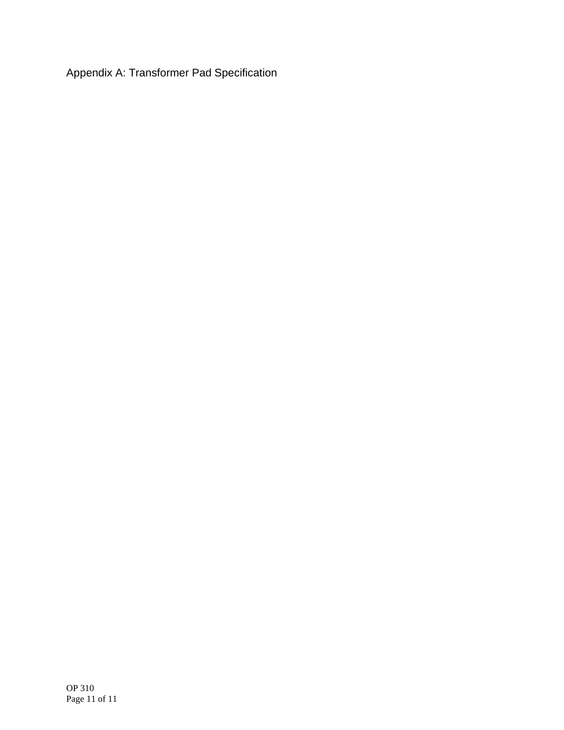# Appendix A: Transformer Pad Specification